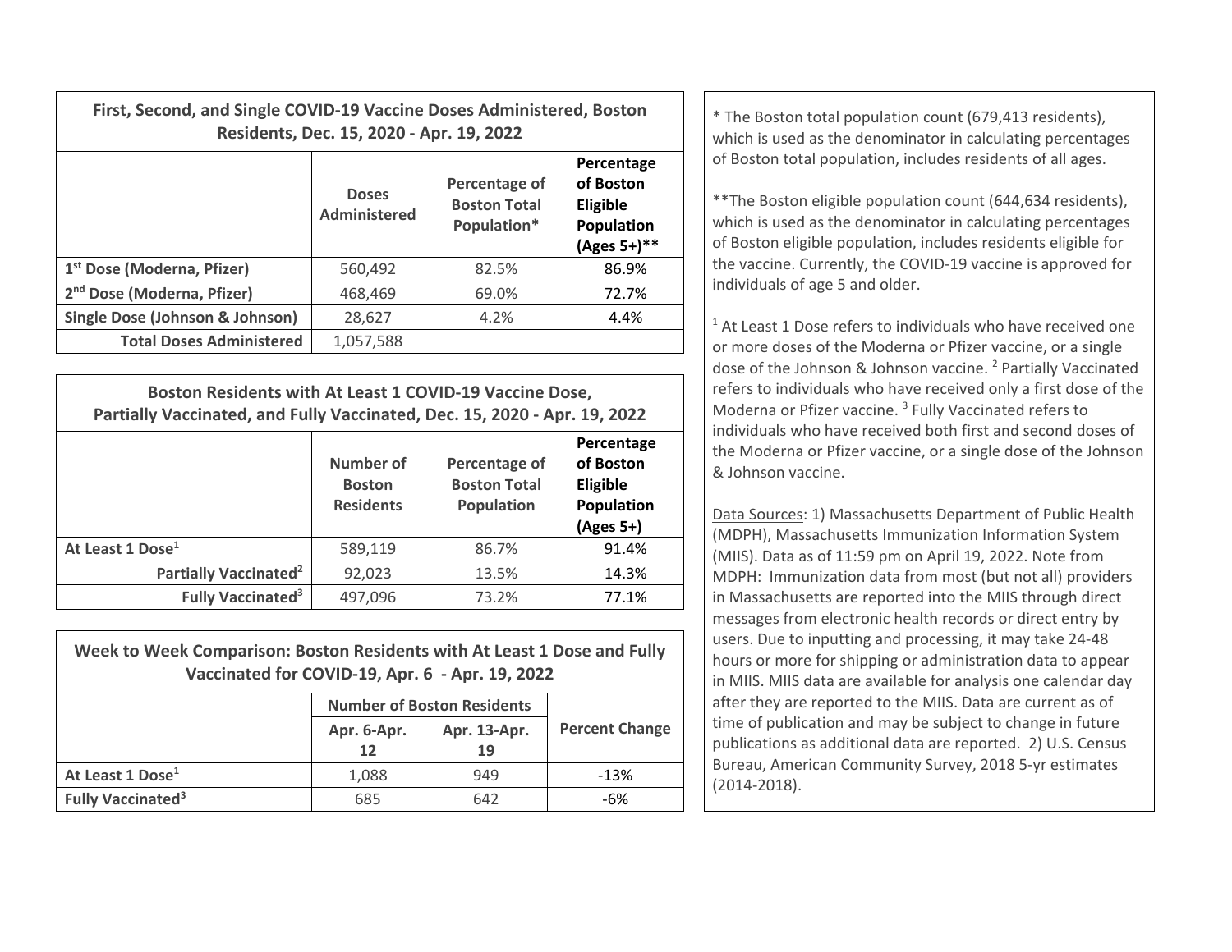| First, Second, and Single COVID-19 Vaccine Doses Administered, Boston Residents, Dec. 15, 2020 - Apr. 19, 2022 | | | |
|---|---|---|---|
| | **Doses Administered** | **Percentage of Boston Total Population*** | **Percentage of Boston Eligible Population (Ages 5+)**** |
| **1st Dose (Moderna, Pfizer)** | 560,492 | 82.5% | 86.9% |
| **2nd Dose (Moderna, Pfizer)** | 468,469 | 69.0% | 72.7% |
| **Single Dose (Johnson & Johnson)** | 28,627 | 4.2% | 4.4% |
| **Total Doses Administered** | 1,057,588 | | |

| Boston Residents with At Least 1 COVID-19 Vaccine Dose, Partially Vaccinated, and Fully Vaccinated, Dec. 15, 2020 - Apr. 19, 2022 | | | |
|---|---|---|---|
| | **Number of Boston Residents** | **Percentage of Boston Total Population** | **Percentage of Boston Eligible Population (Ages 5+)** |
| **At Least 1 Dose[1]** | 589,119 | 86.7% | 91.4% |
| **Partially Vaccinated[2]** | 92,023 | 13.5% | 14.3% |
| **Fully Vaccinated[3]** | 497,096 | 73.2% | 77.1% |

| Week to Week Comparison: Boston Residents with At Least 1 Dose and Fully Vaccinated for COVID-19, Apr. 6 - Apr. 19, 2022 | | | |
|---|---|---|---|
| | **Number of Boston Residents** | | **Percent Change** |
| | **Apr. 6-Apr. 12** | **Apr. 13-Apr. 19** | |
| **At Least 1 Dose[1]** | 1,088 | 949 | -13% |
| **Fully Vaccinated[3]** | 685 | 642 | -6% |

* The Boston total population count (679,413 residents), which is used as the denominator in calculating percentages of Boston total population, includes residents of all ages.

**The Boston eligible population count (644,634 residents), which is used as the denominator in calculating percentages of Boston eligible population, includes residents eligible for the vaccine. Currently, the COVID-19 vaccine is approved for individuals of age 5 and older.

[1] At Least 1 Dose refers to individuals who have received one or more doses of the Moderna or Pfizer vaccine, or a single dose of the Johnson & Johnson vaccine. [2] Partially Vaccinated refers to individuals who have received only a first dose of the Moderna or Pfizer vaccine. [3] Fully Vaccinated refers to individuals who have received both first and second doses of the Moderna or Pfizer vaccine, or a single dose of the Johnson & Johnson vaccine.

Data Sources: 1) Massachusetts Department of Public Health (MDPH), Massachusetts Immunization Information System (MIIS). Data as of 11:59 pm on April 19, 2022. Note from MDPH: Immunization data from most (but not all) providers in Massachusetts are reported into the MIIS through direct messages from electronic health records or direct entry by users. Due to inputting and processing, it may take 24-48 hours or more for shipping or administration data to appear in MIIS. MIIS data are available for analysis one calendar day after they are reported to the MIIS. Data are current as of time of publication and may be subject to change in future publications as additional data are reported. 2) U.S. Census Bureau, American Community Survey, 2018 5-yr estimates (2014-2018).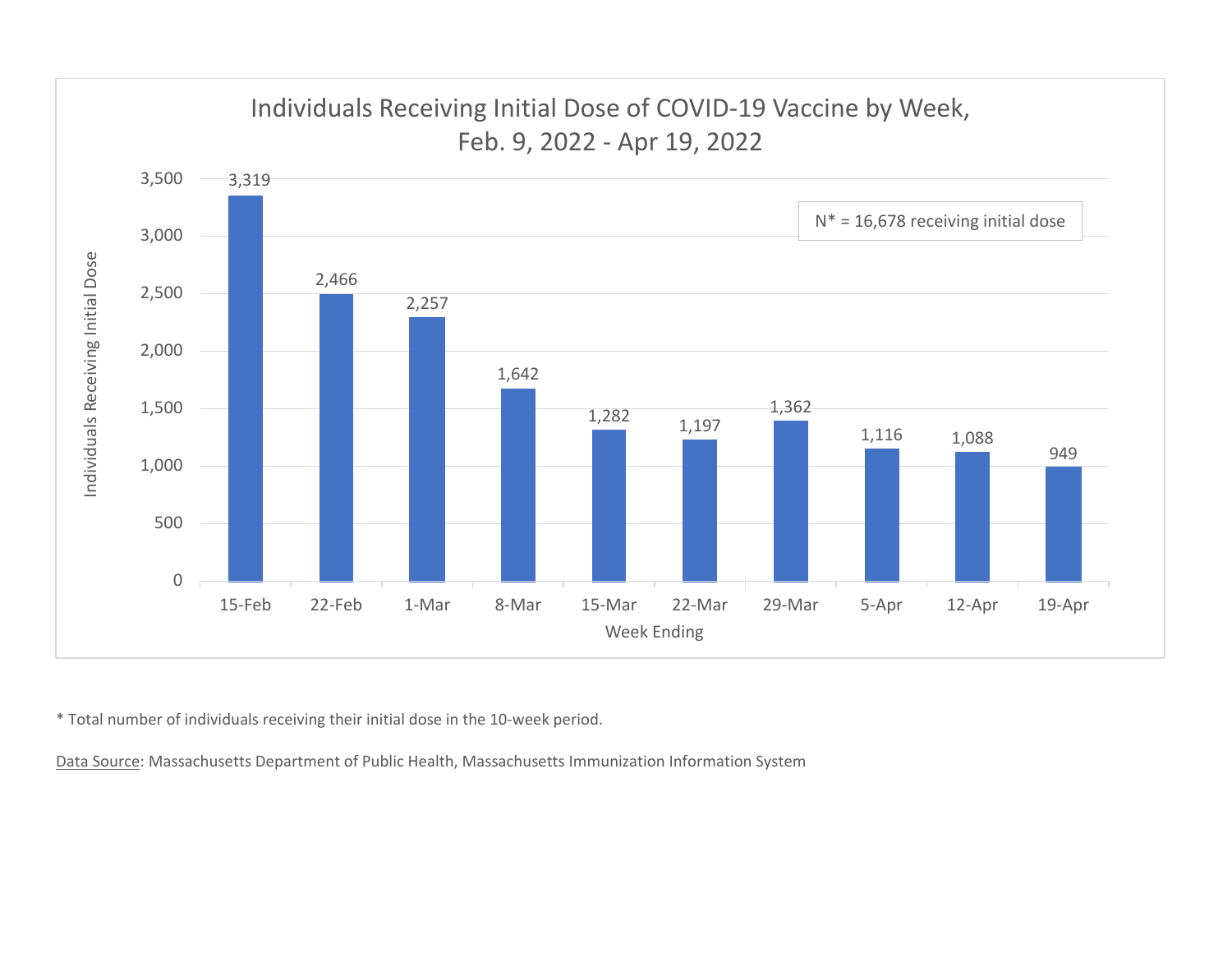## Individuals Receiving Initial Dose of COVID-19 Vaccine by Week, Feb. 9, 2022 - Apr 19, 2022

N* = 16,678 receiving initial dose

| Week Ending | Individuals Receiving Initial Dose |
|---|---|
| 15-Feb | 3,319 |
| 22-Feb | 2,466 |
| 1-Mar | 2,257 |
| 8-Mar | 1,642 |
| 15-Mar | 1,282 |
| 22-Mar | 1,197 |
| 29-Mar | 1,362 |
| 5-Apr | 1,116 |
| 12-Apr | 1,088 |
| 19-Apr | 949 |

* Total number of individuals receiving their initial dose in the 10-week period.

Data Source: Massachusetts Department of Public Health, Massachusetts Immunization Information System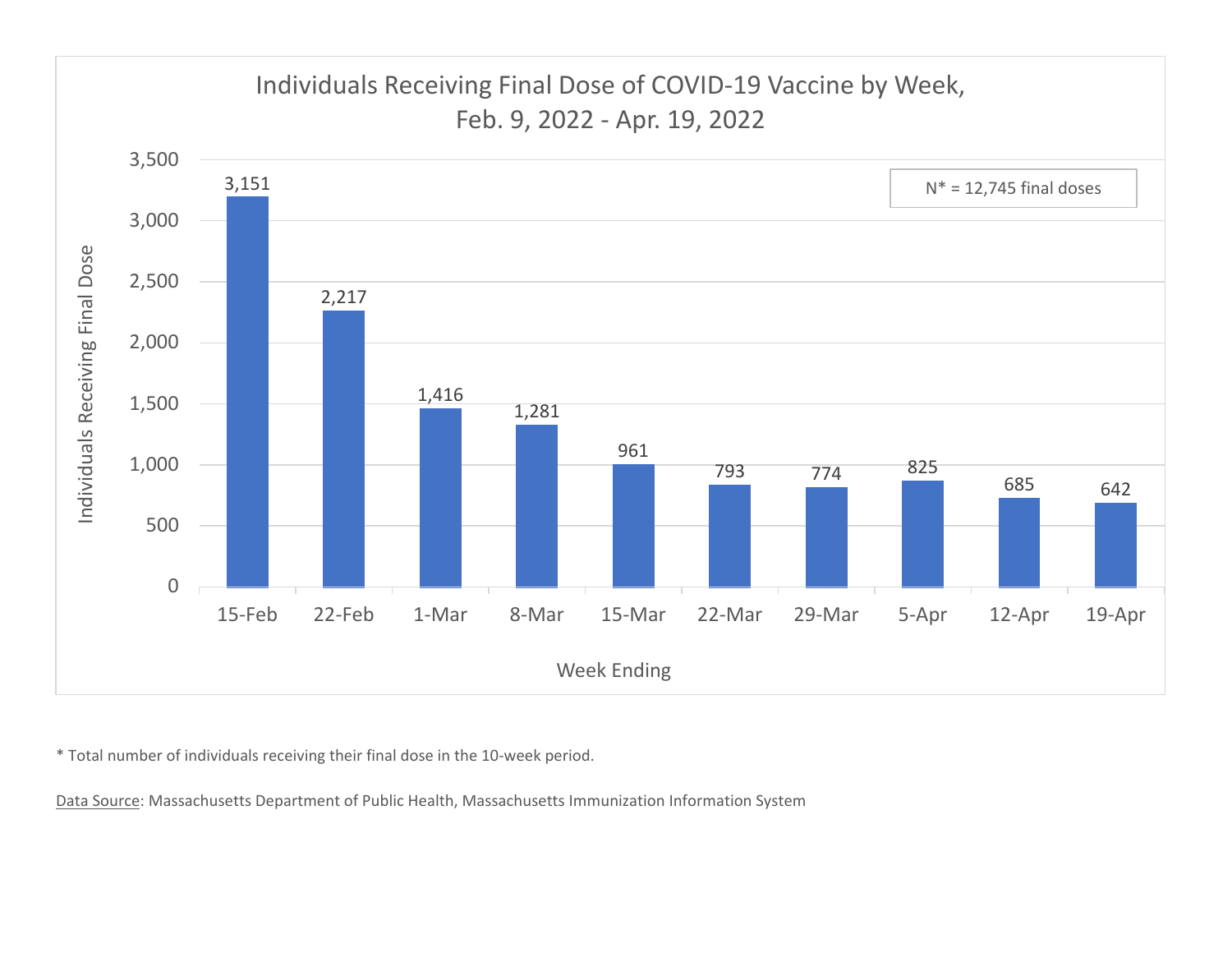## Individuals Receiving Final Dose of COVID-19 Vaccine by Week, Feb. 9, 2022 - Apr. 19, 2022

N* = 12,745 final doses

| Week Ending | Individuals Receiving Final Dose |
|---|---|
| 15-Feb | 3,151 |
| 22-Feb | 2,217 |
| 1-Mar | 1,416 |
| 8-Mar | 1,281 |
| 15-Mar | 961 |
| 22-Mar | 793 |
| 29-Mar | 774 |
| 5-Apr | 825 |
| 12-Apr | 685 |
| 19-Apr | 642 |

* Total number of individuals receiving their final dose in the 10-week period.

Data Source: Massachusetts Department of Public Health, Massachusetts Immunization Information System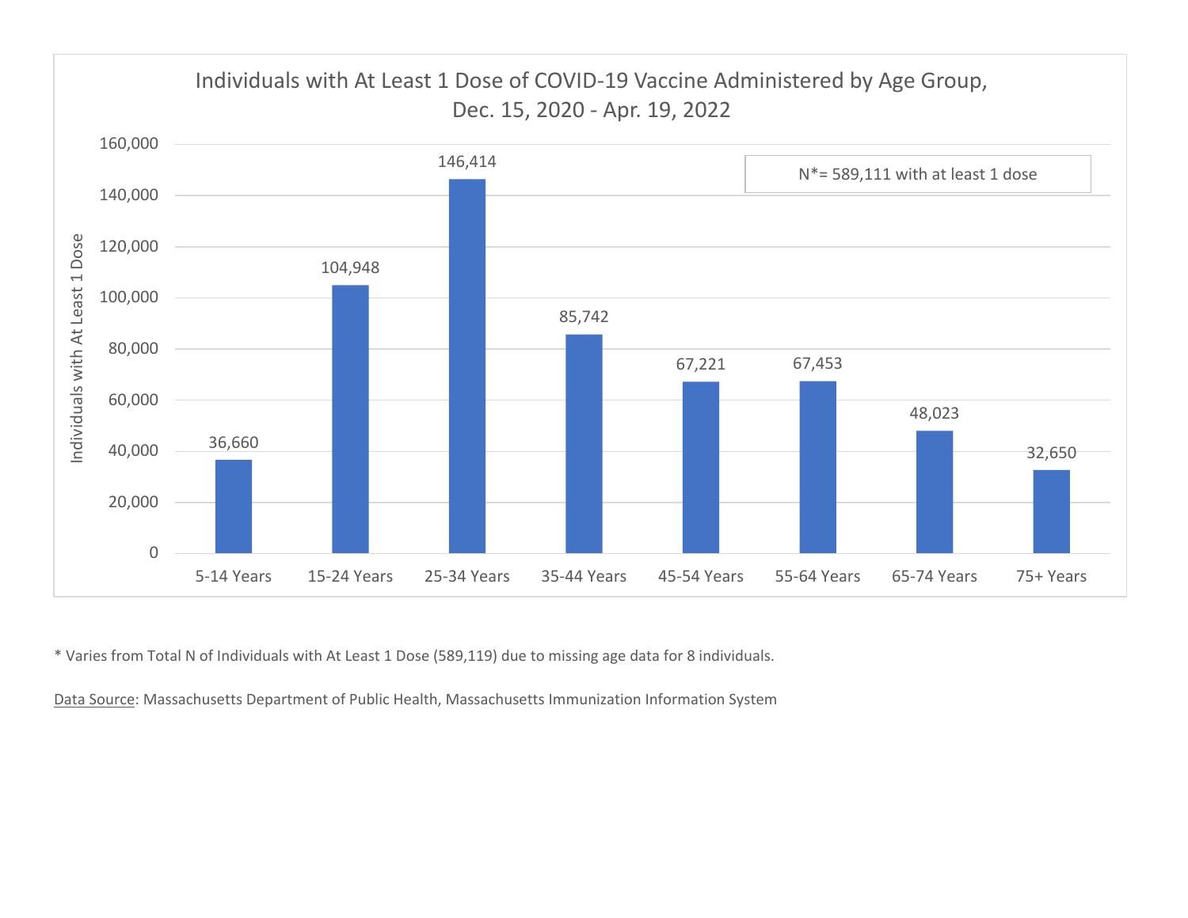## Individuals with At Least 1 Dose of COVID-19 Vaccine Administered by Age Group, Dec. 15, 2020 - Apr. 19, 2022

N*= 589,111 with at least 1 dose

| Age Group | Individuals with At Least 1 Dose |
|---|---|
| 5-14 Years | 36,660 |
| 15-24 Years | 104,948 |
| 25-34 Years | 146,414 |
| 35-44 Years | 85,742 |
| 45-54 Years | 67,221 |
| 55-64 Years | 67,453 |
| 65-74 Years | 48,023 |
| 75+ Years | 32,650 |

* Varies from Total N of Individuals with At Least 1 Dose (589,119) due to missing age data for 8 individuals.

Data Source: Massachusetts Department of Public Health, Massachusetts Immunization Information System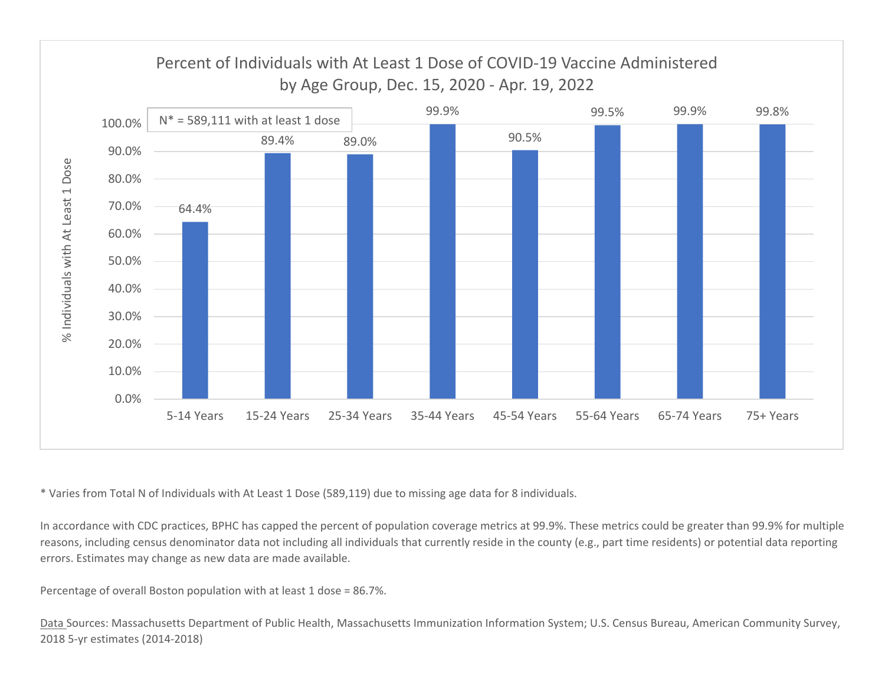## Percent of Individuals with At Least 1 Dose of COVID-19 Vaccine Administered by Age Group, Dec. 15, 2020 - Apr. 19, 2022

N* = 589,111 with at least 1 dose

| Age Group | % Individuals with At Least 1 Dose |
| --- | --- |
| 5-14 Years | 64.4% |
| 15-24 Years | 89.4% |
| 25-34 Years | 89.0% |
| 35-44 Years | 99.9% |
| 45-54 Years | 90.5% |
| 55-64 Years | 99.5% |
| 65-74 Years | 99.9% |
| 75+ Years | 99.8% |

* Varies from Total N of Individuals with At Least 1 Dose (589,119) due to missing age data for 8 individuals.

In accordance with CDC practices, BPHC has capped the percent of population coverage metrics at 99.9%. These metrics could be greater than 99.9% for multiple reasons, including census denominator data not including all individuals that currently reside in the county (e.g., part time residents) or potential data reporting errors. Estimates may change as new data are made available.

Percentage of overall Boston population with at least 1 dose = 86.7%.

Data Sources: Massachusetts Department of Public Health, Massachusetts Immunization Information System; U.S. Census Bureau, American Community Survey, 2018 5-yr estimates (2014-2018)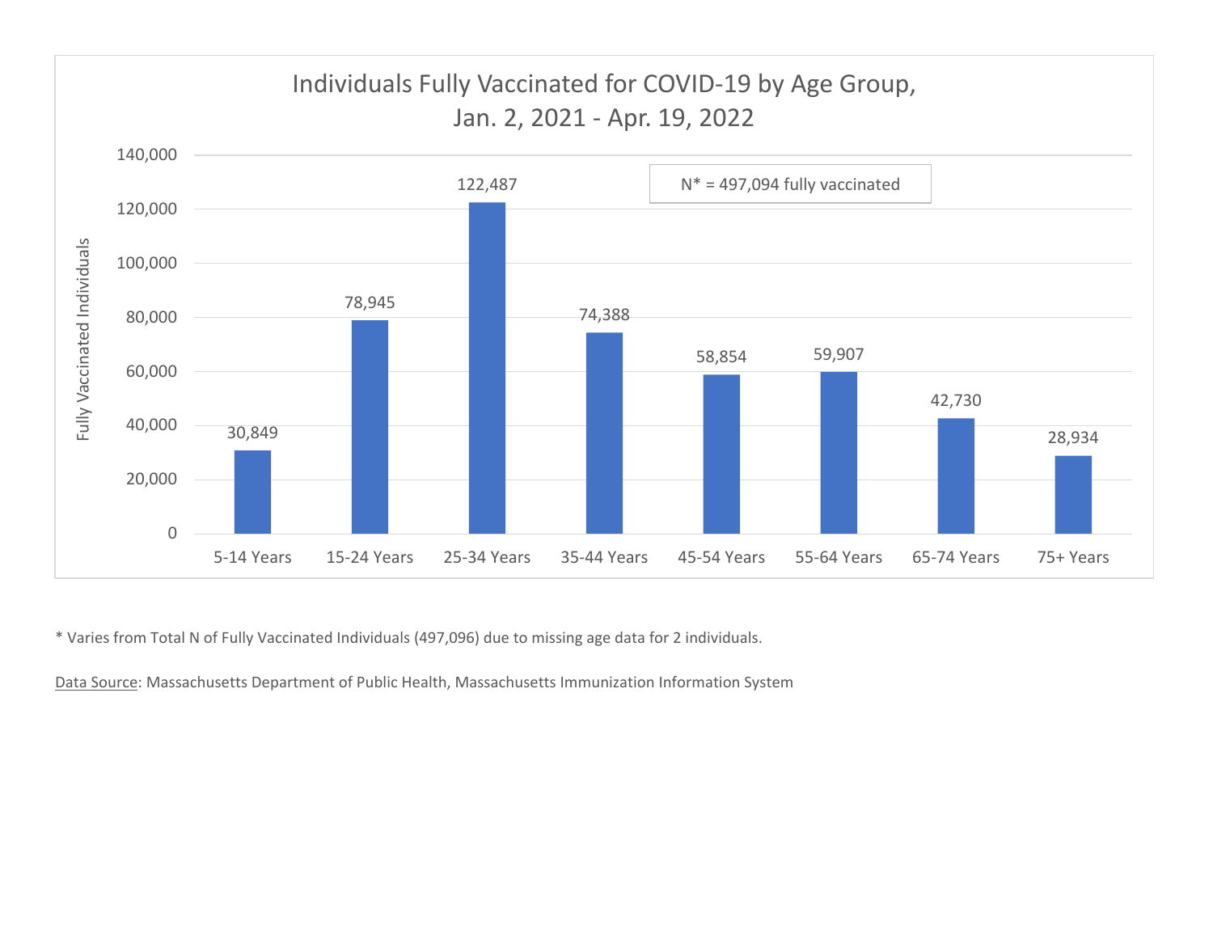## Individuals Fully Vaccinated for COVID-19 by Age Group, Jan. 2, 2021 - Apr. 19, 2022

N* = 497,094 fully vaccinated

| Age Group | Fully Vaccinated Individuals |
|---|---|
| 5-14 Years | 30,849 |
| 15-24 Years | 78,945 |
| 25-34 Years | 122,487 |
| 35-44 Years | 74,388 |
| 45-54 Years | 58,854 |
| 55-64 Years | 59,907 |
| 65-74 Years | 42,730 |
| 75+ Years | 28,934 |

* Varies from Total N of Fully Vaccinated Individuals (497,096) due to missing age data for 2 individuals.

Data Source: Massachusetts Department of Public Health, Massachusetts Immunization Information System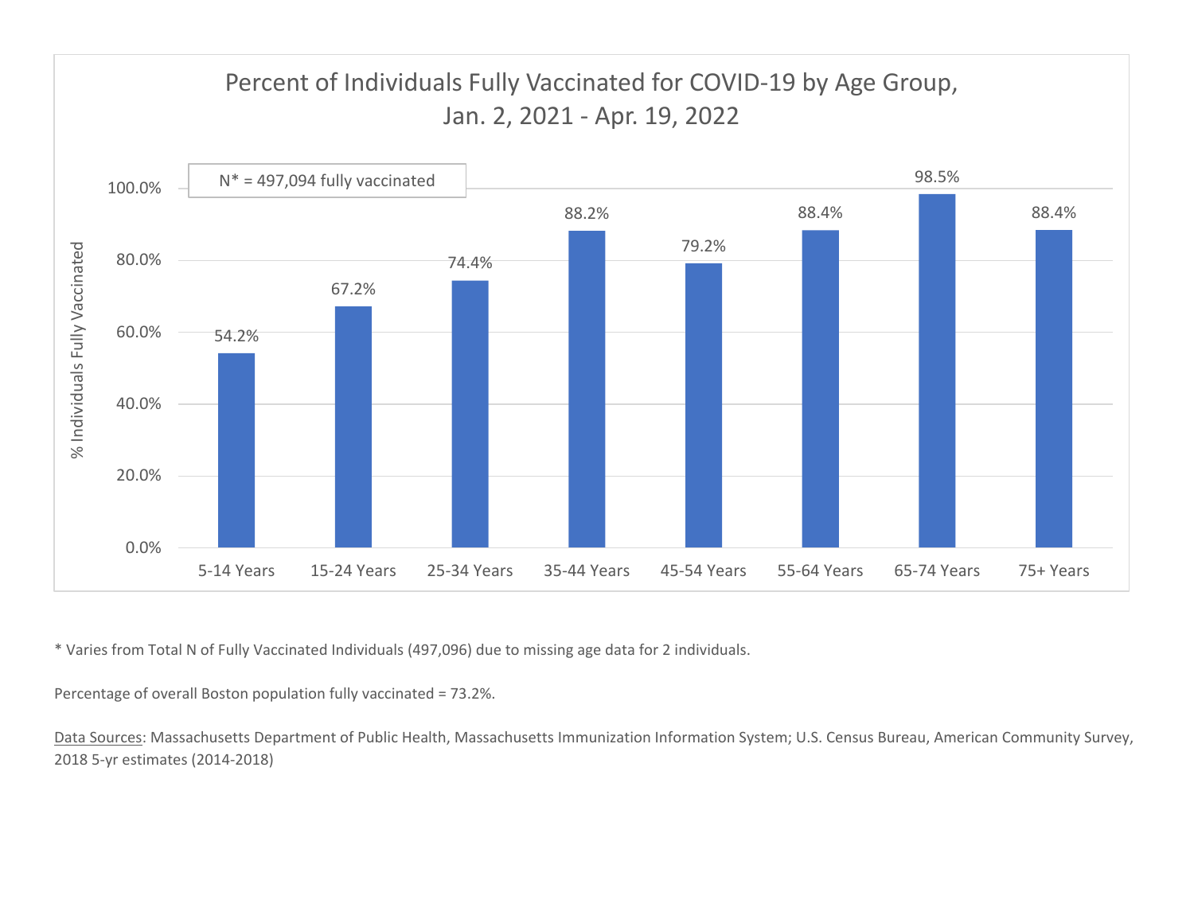## Percent of Individuals Fully Vaccinated for COVID-19 by Age Group, Jan. 2, 2021 - Apr. 19, 2022

N* = 497,094 fully vaccinated

| Age Group | % Individuals Fully Vaccinated |
| --- | --- |
| 5-14 Years | 54.2% |
| 15-24 Years | 67.2% |
| 25-34 Years | 74.4% |
| 35-44 Years | 88.2% |
| 45-54 Years | 79.2% |
| 55-64 Years | 88.4% |
| 65-74 Years | 98.5% |
| 75+ Years | 88.4% |

* Varies from Total N of Fully Vaccinated Individuals (497,096) due to missing age data for 2 individuals.

Percentage of overall Boston population fully vaccinated = 73.2%.

Data Sources: Massachusetts Department of Public Health, Massachusetts Immunization Information System; U.S. Census Bureau, American Community Survey, 2018 5-yr estimates (2014-2018)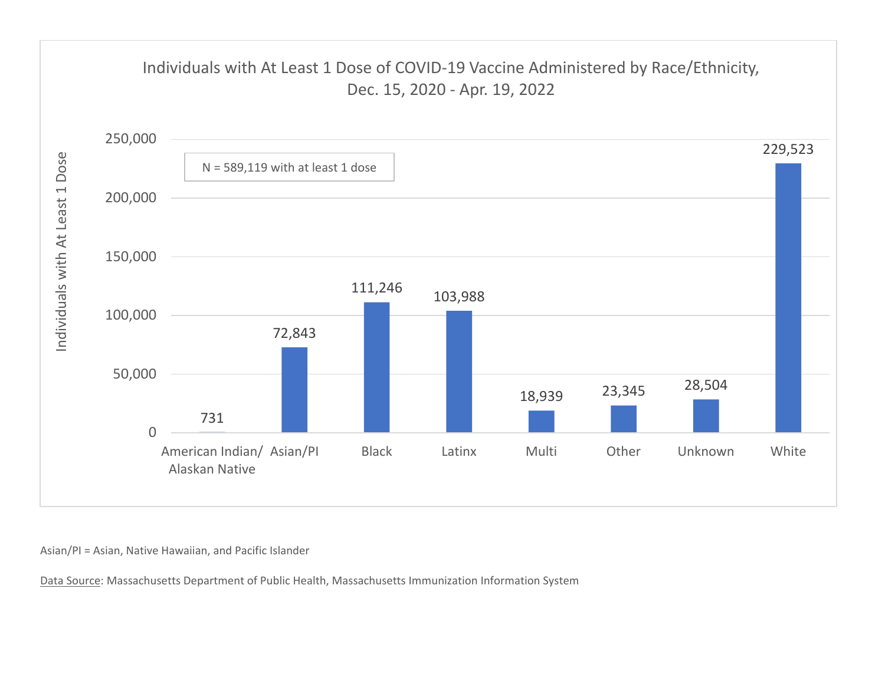## Individuals with At Least 1 Dose of COVID-19 Vaccine Administered by Race/Ethnicity, Dec. 15, 2020 - Apr. 19, 2022

N = 589,119 with at least 1 dose

| Race/Ethnicity | Individuals with At Least 1 Dose |
|---|---|
| American Indian/ Alaskan Native | 731 |
| Asian/PI | 72,843 |
| Black | 111,246 |
| Latinx | 103,988 |
| Multi | 18,939 |
| Other | 23,345 |
| Unknown | 28,504 |
| White | 229,523 |

Asian/PI = Asian, Native Hawaiian, and Pacific Islander

Data Source: Massachusetts Department of Public Health, Massachusetts Immunization Information System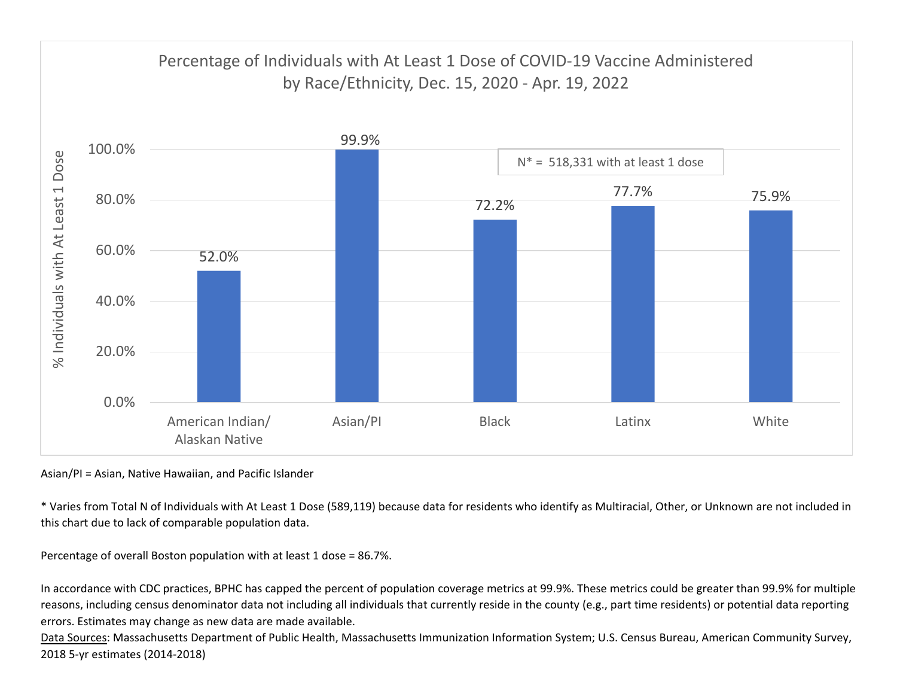## Percentage of Individuals with At Least 1 Dose of COVID-19 Vaccine Administered by Race/Ethnicity, Dec. 15, 2020 - Apr. 19, 2022

N* = 518,331 with at least 1 dose

| Race/Ethnicity | % Individuals with At Least 1 Dose |
| --- | --- |
| American Indian/ Alaskan Native | 52.0% |
| Asian/PI | 99.9% |
| Black | 72.2% |
| Latinx | 77.7% |
| White | 75.9% |

Asian/PI = Asian, Native Hawaiian, and Pacific Islander

* Varies from Total N of Individuals with At Least 1 Dose (589,119) because data for residents who identify as Multiracial, Other, or Unknown are not included in this chart due to lack of comparable population data.

Percentage of overall Boston population with at least 1 dose = 86.7%.

In accordance with CDC practices, BPHC has capped the percent of population coverage metrics at 99.9%. These metrics could be greater than 99.9% for multiple reasons, including census denominator data not including all individuals that currently reside in the county (e.g., part time residents) or potential data reporting errors. Estimates may change as new data are made available.

Data Sources: Massachusetts Department of Public Health, Massachusetts Immunization Information System; U.S. Census Bureau, American Community Survey, 2018 5-yr estimates (2014-2018)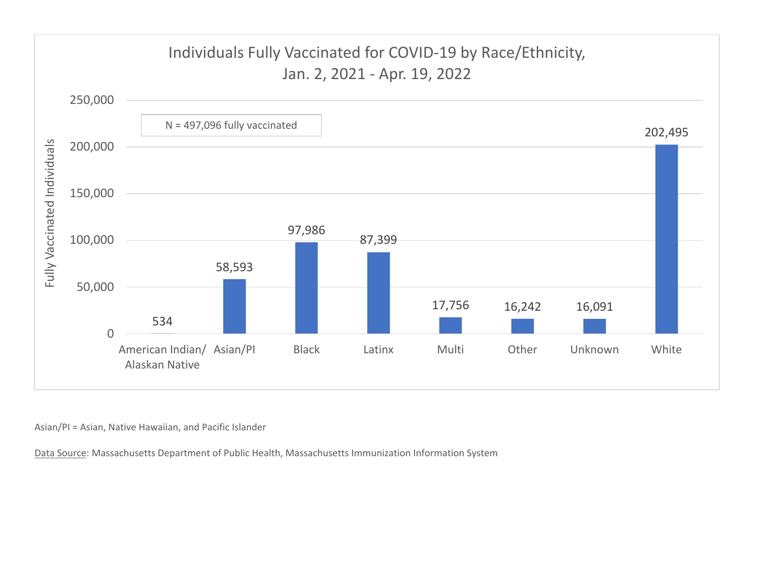## Individuals Fully Vaccinated for COVID-19 by Race/Ethnicity, Jan. 2, 2021 - Apr. 19, 2022

N = 497,096 fully vaccinated

| Race/Ethnicity | Fully Vaccinated Individuals |
| --- | --- |
| American Indian/ Alaskan Native | 534 |
| Asian/PI | 58,593 |
| Black | 97,986 |
| Latinx | 87,399 |
| Multi | 17,756 |
| Other | 16,242 |
| Unknown | 16,091 |
| White | 202,495 |

Asian/PI = Asian, Native Hawaiian, and Pacific Islander

Data Source: Massachusetts Department of Public Health, Massachusetts Immunization Information System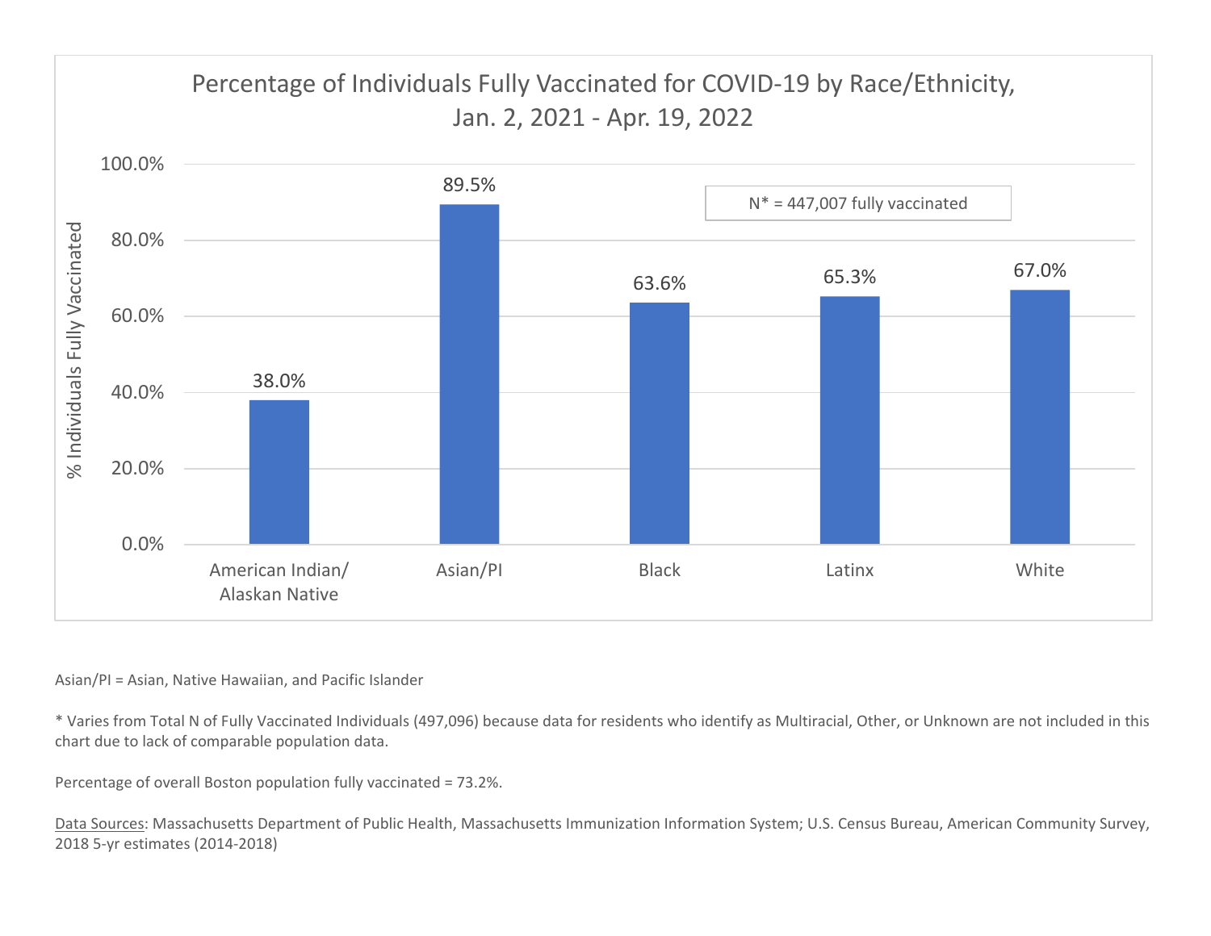## Percentage of Individuals Fully Vaccinated for COVID-19 by Race/Ethnicity, Jan. 2, 2021 - Apr. 19, 2022

N* = 447,007 fully vaccinated

| Race/Ethnicity | % Individuals Fully Vaccinated |
|---|---|
| American Indian/ Alaskan Native | 38.0% |
| Asian/PI | 89.5% |
| Black | 63.6% |
| Latinx | 65.3% |
| White | 67.0% |

Asian/PI = Asian, Native Hawaiian, and Pacific Islander

* Varies from Total N of Fully Vaccinated Individuals (497,096) because data for residents who identify as Multiracial, Other, or Unknown are not included in this chart due to lack of comparable population data.

Percentage of overall Boston population fully vaccinated = 73.2%.

Data Sources: Massachusetts Department of Public Health, Massachusetts Immunization Information System; U.S. Census Bureau, American Community Survey, 2018 5-yr estimates (2014-2018)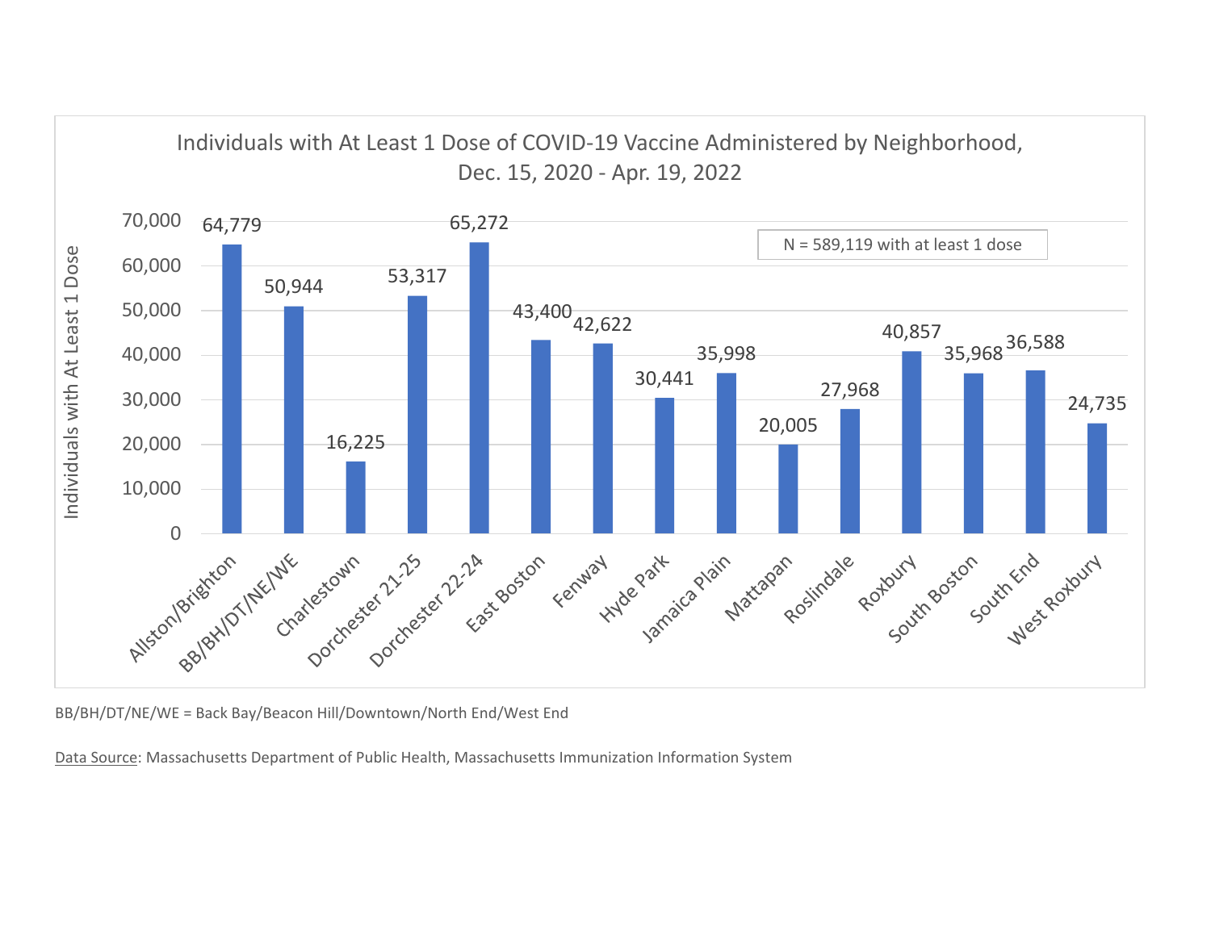## Individuals with At Least 1 Dose of COVID-19 Vaccine Administered by Neighborhood, Dec. 15, 2020 - Apr. 19, 2022

N = 589,119 with at least 1 dose

| Neighborhood | Individuals with At Least 1 Dose |
|---|---|
| Allston/Brighton | 64,779 |
| BB/BH/DT/NE/WE | 50,944 |
| Charlestown | 16,225 |
| Dorchester 21-25 | 53,317 |
| Dorchester 22-24 | 65,272 |
| East Boston | 43,400 |
| Fenway | 42,622 |
| Hyde Park | 30,441 |
| Jamaica Plain | 35,998 |
| Mattapan | 20,005 |
| Roslindale | 27,968 |
| Roxbury | 40,857 |
| South Boston | 35,968 |
| South End | 36,588 |
| West Roxbury | 24,735 |

BB/BH/DT/NE/WE = Back Bay/Beacon Hill/Downtown/North End/West End

Data Source: Massachusetts Department of Public Health, Massachusetts Immunization Information System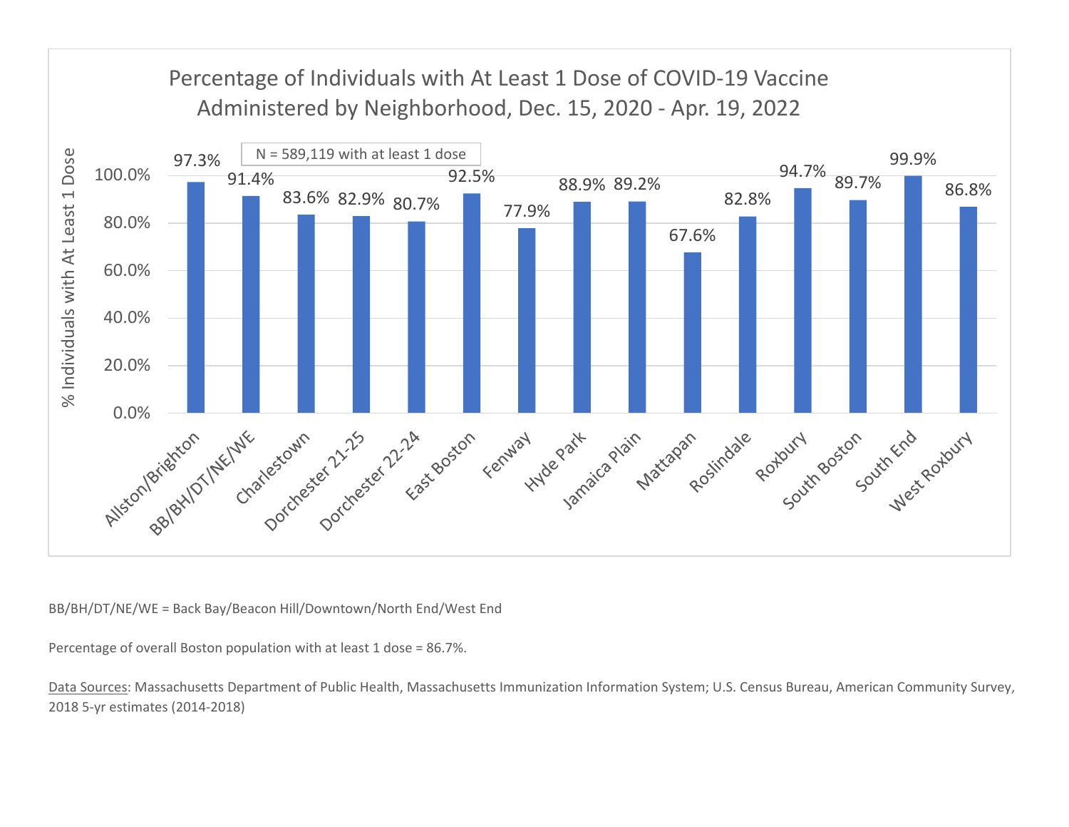## Percentage of Individuals with At Least 1 Dose of COVID-19 Vaccine Administered by Neighborhood, Dec. 15, 2020 - Apr. 19, 2022

N = 589,119 with at least 1 dose

| Neighborhood | % Individuals with At Least 1 Dose |
| --- | --- |
| Allston/Brighton | 97.3% |
| BB/BH/DT/NE/WE | 91.4% |
| Charlestown | 83.6% |
| Dorchester 21-25 | 82.9% |
| Dorchester 22-24 | 80.7% |
| East Boston | 92.5% |
| Fenway | 77.9% |
| Hyde Park | 88.9% |
| Jamaica Plain | 89.2% |
| Mattapan | 67.6% |
| Roslindale | 82.8% |
| Roxbury | 94.7% |
| South Boston | 89.7% |
| South End | 99.9% |
| West Roxbury | 86.8% |

BB/BH/DT/NE/WE = Back Bay/Beacon Hill/Downtown/North End/West End

Percentage of overall Boston population with at least 1 dose = 86.7%.

Data Sources: Massachusetts Department of Public Health, Massachusetts Immunization Information System; U.S. Census Bureau, American Community Survey, 2018 5-yr estimates (2014-2018)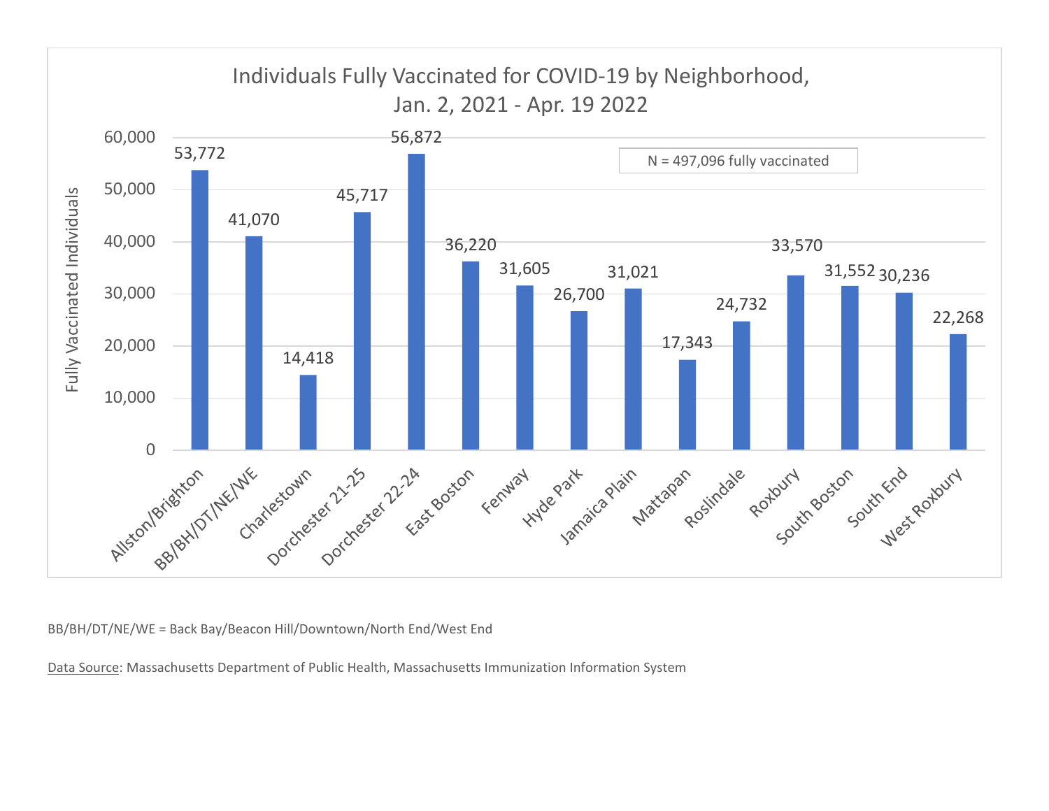## Individuals Fully Vaccinated for COVID-19 by Neighborhood, Jan. 2, 2021 - Apr. 19 2022

N = 497,096 fully vaccinated

| Neighborhood | Fully Vaccinated Individuals |
|---|---|
| Allston/Brighton | 53,772 |
| BB/BH/DT/NE/WE | 41,070 |
| Charlestown | 14,418 |
| Dorchester 21-25 | 45,717 |
| Dorchester 22-24 | 56,872 |
| East Boston | 36,220 |
| Fenway | 31,605 |
| Hyde Park | 26,700 |
| Jamaica Plain | 31,021 |
| Mattapan | 17,343 |
| Roslindale | 24,732 |
| Roxbury | 33,570 |
| South Boston | 31,552 |
| South End | 30,236 |
| West Roxbury | 22,268 |

BB/BH/DT/NE/WE = Back Bay/Beacon Hill/Downtown/North End/West End

Data Source: Massachusetts Department of Public Health, Massachusetts Immunization Information System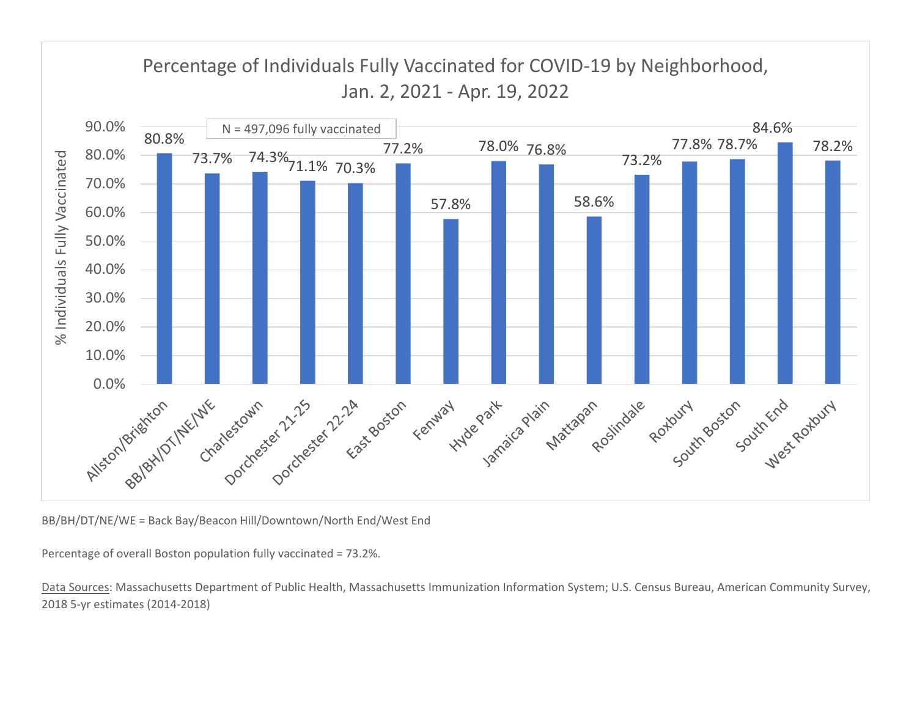## Percentage of Individuals Fully Vaccinated for COVID-19 by Neighborhood, Jan. 2, 2021 - Apr. 19, 2022

N = 497,096 fully vaccinated

| Neighborhood | % Individuals Fully Vaccinated |
|---|---|
| Allston/Brighton | 80.8% |
| BB/BH/DT/NE/WE | 73.7% |
| Charlestown | 74.3% |
| Dorchester 21-25 | 71.1% |
| Dorchester 22-24 | 70.3% |
| East Boston | 77.2% |
| Fenway | 57.8% |
| Hyde Park | 78.0% |
| Jamaica Plain | 76.8% |
| Mattapan | 58.6% |
| Roslindale | 73.2% |
| Roxbury | 77.8% |
| South Boston | 78.7% |
| South End | 84.6% |
| West Roxbury | 78.2% |

BB/BH/DT/NE/WE = Back Bay/Beacon Hill/Downtown/North End/West End

Percentage of overall Boston population fully vaccinated = 73.2%.

Data Sources: Massachusetts Department of Public Health, Massachusetts Immunization Information System; U.S. Census Bureau, American Community Survey, 2018 5-yr estimates (2014-2018)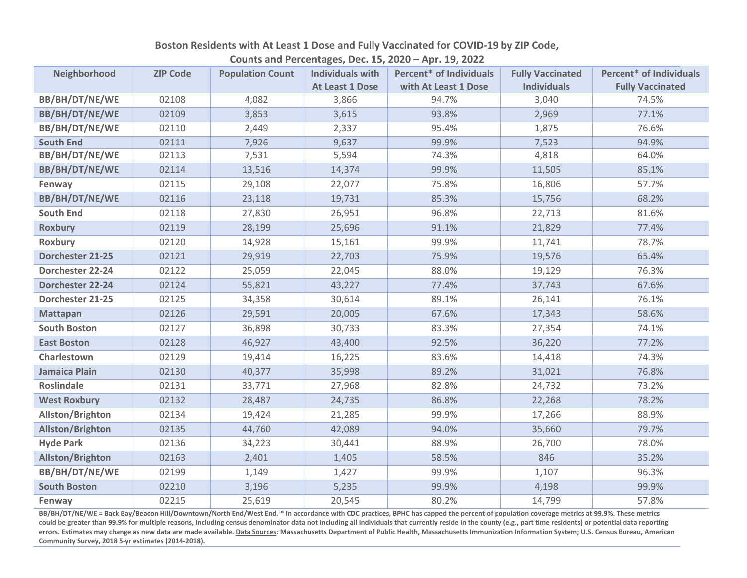## Boston Residents with At Least 1 Dose and Fully Vaccinated for COVID-19 by ZIP Code, Counts and Percentages, Dec. 15, 2020 – Apr. 19, 2022

| Neighborhood | ZIP Code | Population Count | Individuals with At Least 1 Dose | Percent* of Individuals with At Least 1 Dose | Fully Vaccinated Individuals | Percent* of Individuals Fully Vaccinated |
|---|---|---|---|---|---|---|
| BB/BH/DT/NE/WE | 02108 | 4,082 | 3,866 | 94.7% | 3,040 | 74.5% |
| BB/BH/DT/NE/WE | 02109 | 3,853 | 3,615 | 93.8% | 2,969 | 77.1% |
| BB/BH/DT/NE/WE | 02110 | 2,449 | 2,337 | 95.4% | 1,875 | 76.6% |
| South End | 02111 | 7,926 | 9,637 | 99.9% | 7,523 | 94.9% |
| BB/BH/DT/NE/WE | 02113 | 7,531 | 5,594 | 74.3% | 4,818 | 64.0% |
| BB/BH/DT/NE/WE | 02114 | 13,516 | 14,374 | 99.9% | 11,505 | 85.1% |
| Fenway | 02115 | 29,108 | 22,077 | 75.8% | 16,806 | 57.7% |
| BB/BH/DT/NE/WE | 02116 | 23,118 | 19,731 | 85.3% | 15,756 | 68.2% |
| South End | 02118 | 27,830 | 26,951 | 96.8% | 22,713 | 81.6% |
| Roxbury | 02119 | 28,199 | 25,696 | 91.1% | 21,829 | 77.4% |
| Roxbury | 02120 | 14,928 | 15,161 | 99.9% | 11,741 | 78.7% |
| Dorchester 21-25 | 02121 | 29,919 | 22,703 | 75.9% | 19,576 | 65.4% |
| Dorchester 22-24 | 02122 | 25,059 | 22,045 | 88.0% | 19,129 | 76.3% |
| Dorchester 22-24 | 02124 | 55,821 | 43,227 | 77.4% | 37,743 | 67.6% |
| Dorchester 21-25 | 02125 | 34,358 | 30,614 | 89.1% | 26,141 | 76.1% |
| Mattapan | 02126 | 29,591 | 20,005 | 67.6% | 17,343 | 58.6% |
| South Boston | 02127 | 36,898 | 30,733 | 83.3% | 27,354 | 74.1% |
| East Boston | 02128 | 46,927 | 43,400 | 92.5% | 36,220 | 77.2% |
| Charlestown | 02129 | 19,414 | 16,225 | 83.6% | 14,418 | 74.3% |
| Jamaica Plain | 02130 | 40,377 | 35,998 | 89.2% | 31,021 | 76.8% |
| Roslindale | 02131 | 33,771 | 27,968 | 82.8% | 24,732 | 73.2% |
| West Roxbury | 02132 | 28,487 | 24,735 | 86.8% | 22,268 | 78.2% |
| Allston/Brighton | 02134 | 19,424 | 21,285 | 99.9% | 17,266 | 88.9% |
| Allston/Brighton | 02135 | 44,760 | 42,089 | 94.0% | 35,660 | 79.7% |
| Hyde Park | 02136 | 34,223 | 30,441 | 88.9% | 26,700 | 78.0% |
| Allston/Brighton | 02163 | 2,401 | 1,405 | 58.5% | 846 | 35.2% |
| BB/BH/DT/NE/WE | 02199 | 1,149 | 1,427 | 99.9% | 1,107 | 96.3% |
| South Boston | 02210 | 3,196 | 5,235 | 99.9% | 4,198 | 99.9% |
| Fenway | 02215 | 25,619 | 20,545 | 80.2% | 14,799 | 57.8% |

BB/BH/DT/NE/WE = Back Bay/Beacon Hill/Downtown/North End/West End. * In accordance with CDC practices, BPHC has capped the percent of population coverage metrics at 99.9%. These metrics could be greater than 99.9% for multiple reasons, including census denominator data not including all individuals that currently reside in the county (e.g., part time residents) or potential data reporting errors. Estimates may change as new data are made available. Data Sources: Massachusetts Department of Public Health, Massachusetts Immunization Information System; U.S. Census Bureau, American Community Survey, 2018 5-yr estimates (2014-2018).